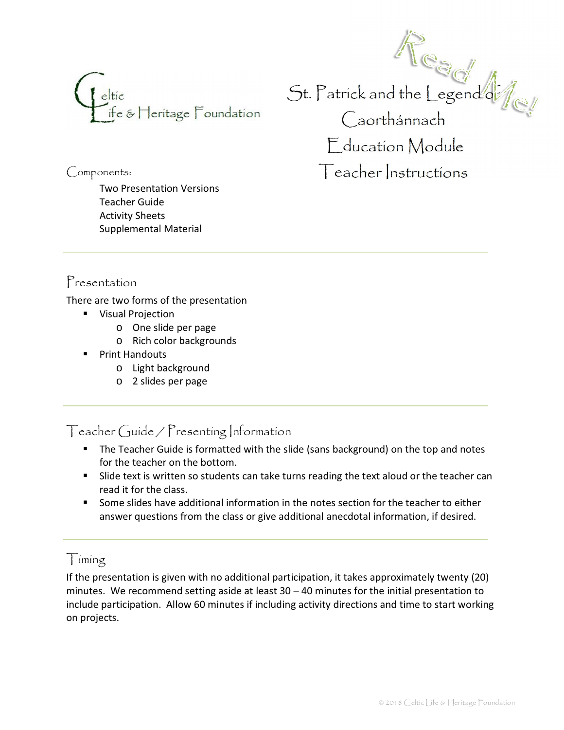Celtic Life & Heritage Foundation

# St. Patrick and the Legend of Caorthánnach Education Module Teacher Instructions

Read Me!

Components:

- Two Presentation Versions
- Teacher Guide
- Activity Sheets
- Supplemental Material

---

## Presentation

There are two forms of the presentation

- Visual Projection
  - One slide per page
  - Rich color backgrounds
- Print Handouts
  - Light background
  - 2 slides per page

---

## Teacher Guide / Presenting Information

- The Teacher Guide is formatted with the slide (sans background) on the top and notes for the teacher on the bottom.
- Slide text is written so students can take turns reading the text aloud or the teacher can read it for the class.
- Some slides have additional information in the notes section for the teacher to either answer questions from the class or give additional anecdotal information, if desired.

---

## Timing

If the presentation is given with no additional participation, it takes approximately twenty (20) minutes. We recommend setting aside at least 30 – 40 minutes for the initial presentation to include participation. Allow 60 minutes if including activity directions and time to start working on projects.

© 2018 Celtic Life & Heritage Foundation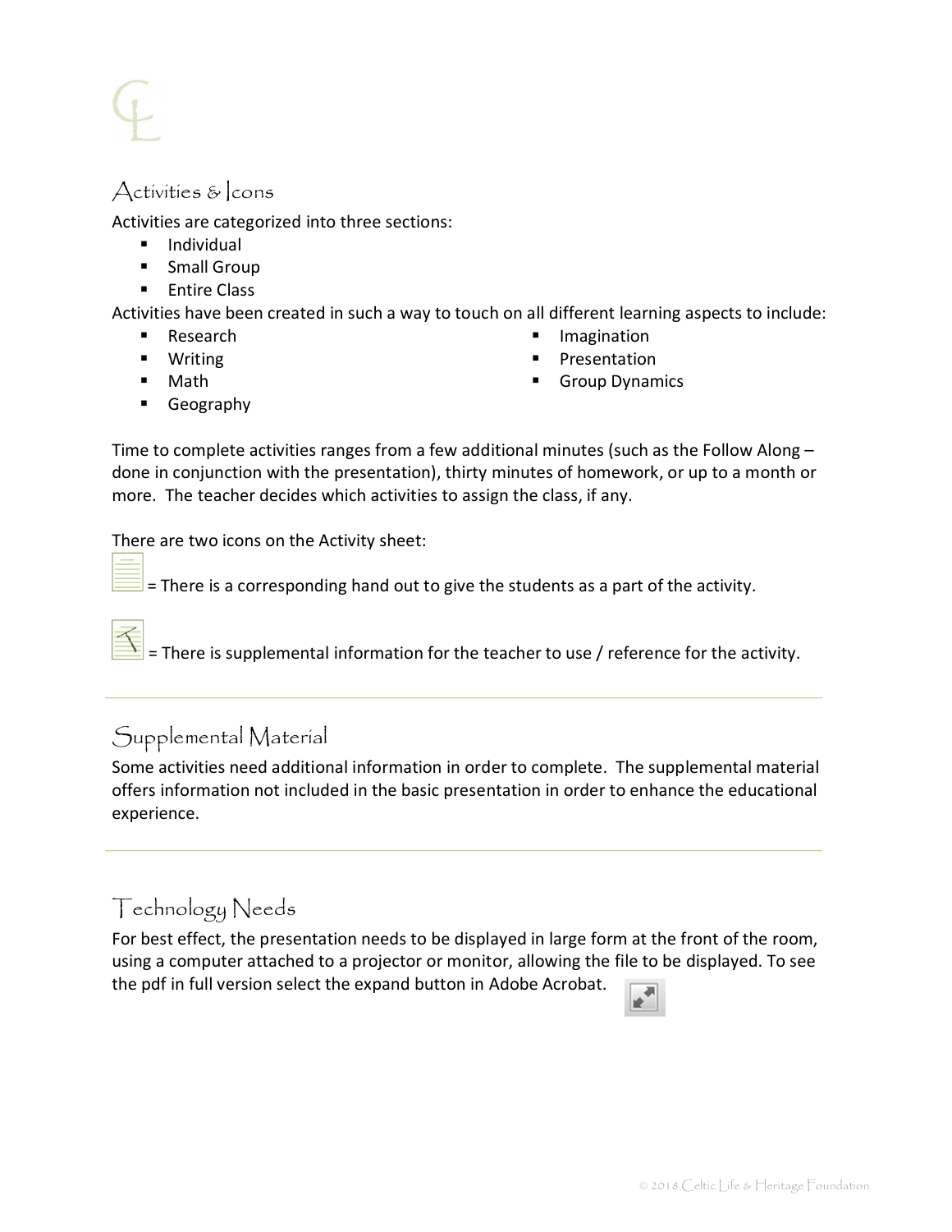## Activities & Icons

Activities are categorized into three sections:

- Individual
- Small Group
- Entire Class

Activities have been created in such a way to touch on all different learning aspects to include:

- Research
- Writing
- Math
- Geography
- Imagination
- Presentation
- Group Dynamics

Time to complete activities ranges from a few additional minutes (such as the Follow Along – done in conjunction with the presentation), thirty minutes of homework, or up to a month or more. The teacher decides which activities to assign the class, if any.

There are two icons on the Activity sheet:

= There is a corresponding hand out to give the students as a part of the activity.

= There is supplemental information for the teacher to use / reference for the activity.

---

## Supplemental Material

Some activities need additional information in order to complete. The supplemental material offers information not included in the basic presentation in order to enhance the educational experience.

---

## Technology Needs

For best effect, the presentation needs to be displayed in large form at the front of the room, using a computer attached to a projector or monitor, allowing the file to be displayed. To see the pdf in full version select the expand button in Adobe Acrobat.

© 2018 Celtic Life & Heritage Foundation